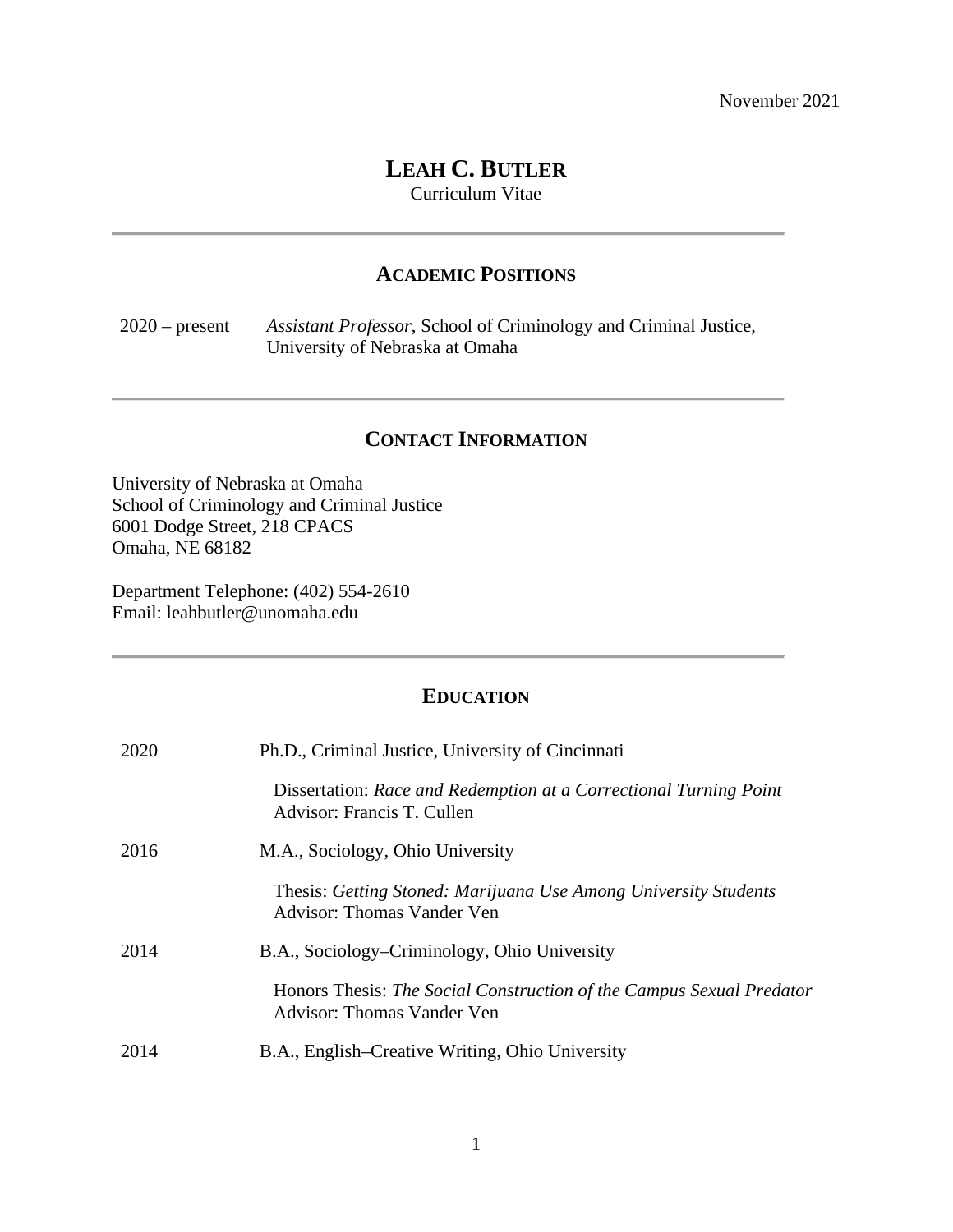November 2021

# LEAH C. BUTLER

Curriculum Vitae

---

## ACADEMIC POSITIONS

2020 – present *Assistant Professor*, School of Criminology and Criminal Justice, University of Nebraska at Omaha

---

## CONTACT INFORMATION

University of Nebraska at Omaha
School of Criminology and Criminal Justice
6001 Dodge Street, 218 CPACS
Omaha, NE 68182

Department Telephone: (402) 554-2610
Email: leahbutler@unomaha.edu

---

## EDUCATION

2020 Ph.D., Criminal Justice, University of Cincinnati

Dissertation: *Race and Redemption at a Correctional Turning Point*
Advisor: Francis T. Cullen

2016 M.A., Sociology, Ohio University

Thesis: *Getting Stoned: Marijuana Use Among University Students*
Advisor: Thomas Vander Ven

2014 B.A., Sociology–Criminology, Ohio University

Honors Thesis: *The Social Construction of the Campus Sexual Predator*
Advisor: Thomas Vander Ven

2014 B.A., English–Creative Writing, Ohio University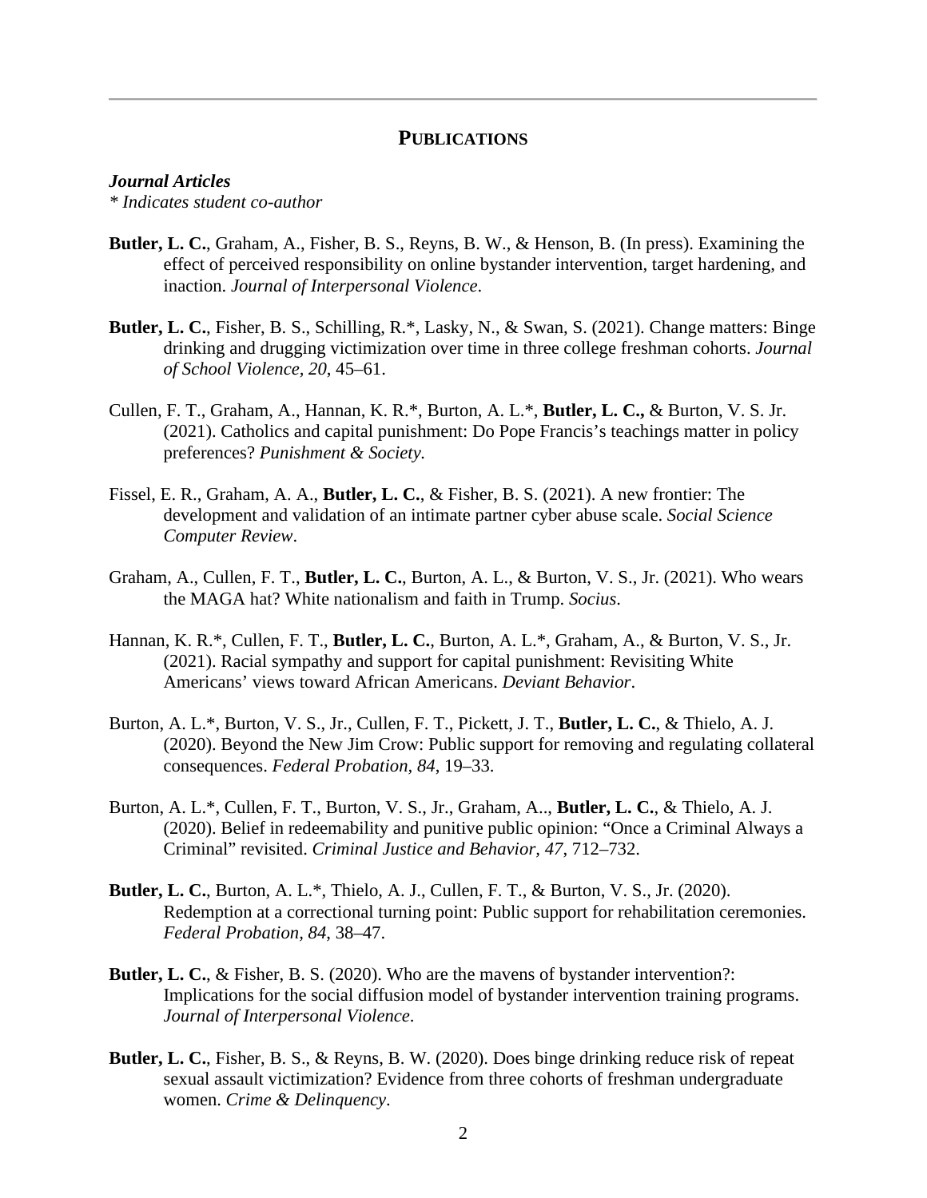## PUBLICATIONS

***Journal Articles***

*\* Indicates student co-author*

**Butler, L. C.**, Graham, A., Fisher, B. S., Reyns, B. W., & Henson, B. (In press). Examining the effect of perceived responsibility on online bystander intervention, target hardening, and inaction. *Journal of Interpersonal Violence*.

**Butler, L. C.**, Fisher, B. S., Schilling, R.*, Lasky, N., & Swan, S. (2021). Change matters: Binge drinking and drugging victimization over time in three college freshman cohorts. *Journal of School Violence*, *20*, 45–61.

Cullen, F. T., Graham, A., Hannan, K. R.*, Burton, A. L.*, **Butler, L. C.,** & Burton, V. S. Jr. (2021). Catholics and capital punishment: Do Pope Francis's teachings matter in policy preferences? *Punishment & Society*.

Fissel, E. R., Graham, A. A., **Butler, L. C.**, & Fisher, B. S. (2021). A new frontier: The development and validation of an intimate partner cyber abuse scale. *Social Science Computer Review*.

Graham, A., Cullen, F. T., **Butler, L. C.**, Burton, A. L., & Burton, V. S., Jr. (2021). Who wears the MAGA hat? White nationalism and faith in Trump. *Socius*.

Hannan, K. R.*, Cullen, F. T., **Butler, L. C.**, Burton, A. L.*, Graham, A., & Burton, V. S., Jr. (2021). Racial sympathy and support for capital punishment: Revisiting White Americans' views toward African Americans. *Deviant Behavior*.

Burton, A. L.*, Burton, V. S., Jr., Cullen, F. T., Pickett, J. T., **Butler, L. C.**, & Thielo, A. J. (2020). Beyond the New Jim Crow: Public support for removing and regulating collateral consequences. *Federal Probation, 84*, 19–33.

Burton, A. L.*, Cullen, F. T., Burton, V. S., Jr., Graham, A.., **Butler, L. C.**, & Thielo, A. J. (2020). Belief in redeemability and punitive public opinion: "Once a Criminal Always a Criminal" revisited. *Criminal Justice and Behavior, 47*, 712–732.

**Butler, L. C.**, Burton, A. L.*, Thielo, A. J., Cullen, F. T., & Burton, V. S., Jr. (2020). Redemption at a correctional turning point: Public support for rehabilitation ceremonies. *Federal Probation, 84*, 38–47.

**Butler, L. C.**, & Fisher, B. S. (2020). Who are the mavens of bystander intervention?: Implications for the social diffusion model of bystander intervention training programs. *Journal of Interpersonal Violence*.

**Butler, L. C.**, Fisher, B. S., & Reyns, B. W. (2020). Does binge drinking reduce risk of repeat sexual assault victimization? Evidence from three cohorts of freshman undergraduate women. *Crime & Delinquency*.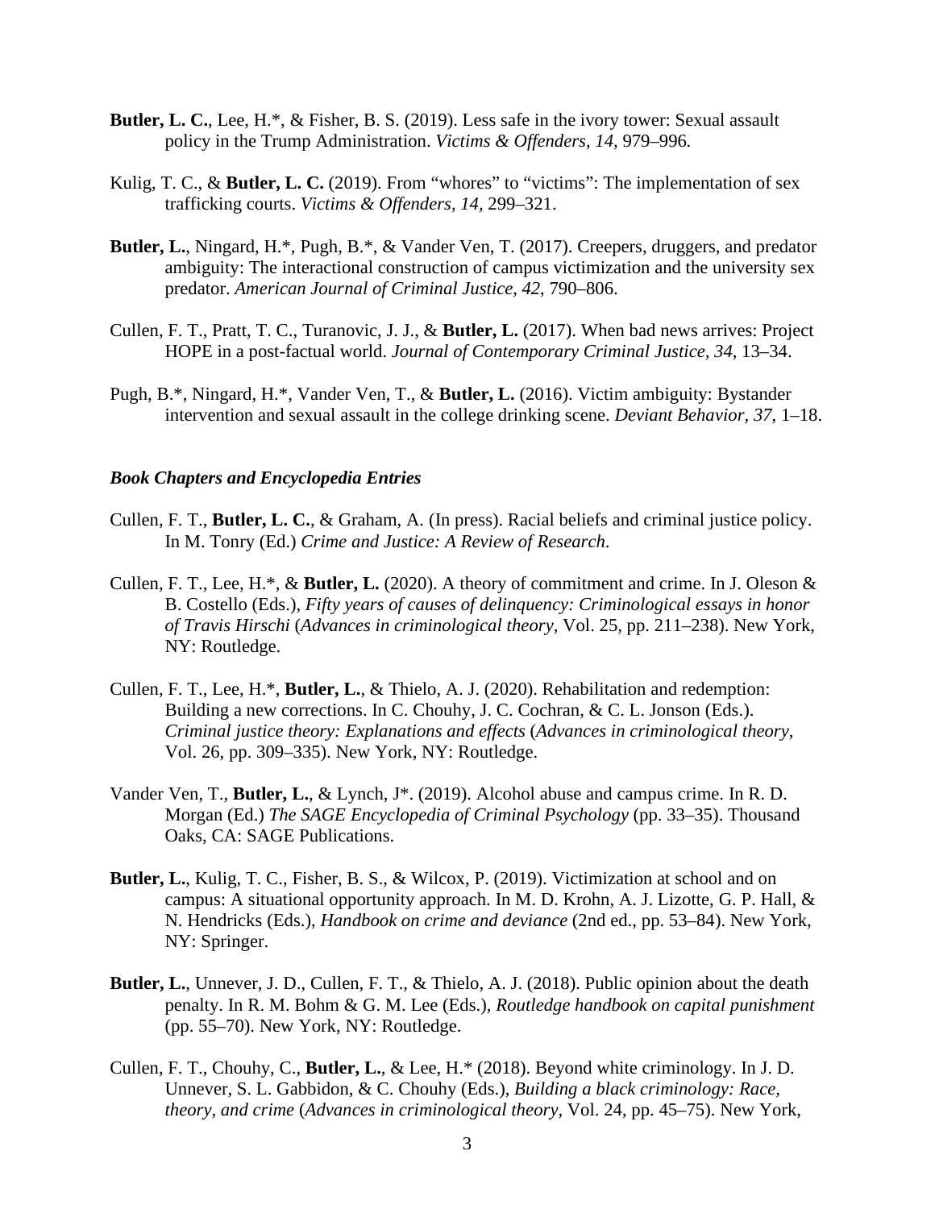**Butler, L. C.**, Lee, H.*, & Fisher, B. S. (2019). Less safe in the ivory tower: Sexual assault policy in the Trump Administration. *Victims & Offenders, 14,* 979–996.

Kulig, T. C., & **Butler, L. C.** (2019). From "whores" to "victims": The implementation of sex trafficking courts. *Victims & Offenders, 14,* 299–321.

**Butler, L.**, Ningard, H.*, Pugh, B.*, & Vander Ven, T. (2017). Creepers, druggers, and predator ambiguity: The interactional construction of campus victimization and the university sex predator. *American Journal of Criminal Justice, 42*, 790–806.

Cullen, F. T., Pratt, T. C., Turanovic, J. J., & **Butler, L.** (2017). When bad news arrives: Project HOPE in a post-factual world. *Journal of Contemporary Criminal Justice, 34*, 13–34.

Pugh, B.*, Ningard, H.*, Vander Ven, T., & **Butler, L.** (2016). Victim ambiguity: Bystander intervention and sexual assault in the college drinking scene. *Deviant Behavior, 37*, 1–18.

***Book Chapters and Encyclopedia Entries***

Cullen, F. T., **Butler, L. C.**, & Graham, A. (In press). Racial beliefs and criminal justice policy. In M. Tonry (Ed.) *Crime and Justice: A Review of Research*.

Cullen, F. T., Lee, H.*, & **Butler, L.** (2020). A theory of commitment and crime. In J. Oleson & B. Costello (Eds.), *Fifty years of causes of delinquency: Criminological essays in honor of Travis Hirschi* (*Advances in criminological theory*, Vol. 25, pp. 211–238). New York, NY: Routledge.

Cullen, F. T., Lee, H.*, **Butler, L.**, & Thielo, A. J. (2020). Rehabilitation and redemption: Building a new corrections. In C. Chouhy, J. C. Cochran, & C. L. Jonson (Eds.). *Criminal justice theory: Explanations and effects* (*Advances in criminological theory*, Vol. 26, pp. 309–335). New York, NY: Routledge.

Vander Ven, T., **Butler, L.**, & Lynch, J*. (2019). Alcohol abuse and campus crime. In R. D. Morgan (Ed.) *The SAGE Encyclopedia of Criminal Psychology* (pp. 33–35). Thousand Oaks, CA: SAGE Publications.

**Butler, L.**, Kulig, T. C., Fisher, B. S., & Wilcox, P. (2019). Victimization at school and on campus: A situational opportunity approach. In M. D. Krohn, A. J. Lizotte, G. P. Hall, & N. Hendricks (Eds.), *Handbook on crime and deviance* (2nd ed., pp. 53–84). New York, NY: Springer.

**Butler, L.**, Unnever, J. D., Cullen, F. T., & Thielo, A. J. (2018). Public opinion about the death penalty. In R. M. Bohm & G. M. Lee (Eds.), *Routledge handbook on capital punishment* (pp. 55–70). New York, NY: Routledge.

Cullen, F. T., Chouhy, C., **Butler, L.**, & Lee, H.* (2018). Beyond white criminology. In J. D. Unnever, S. L. Gabbidon, & C. Chouhy (Eds.), *Building a black criminology: Race, theory, and crime* (*Advances in criminological theory*, Vol. 24, pp. 45–75). New York,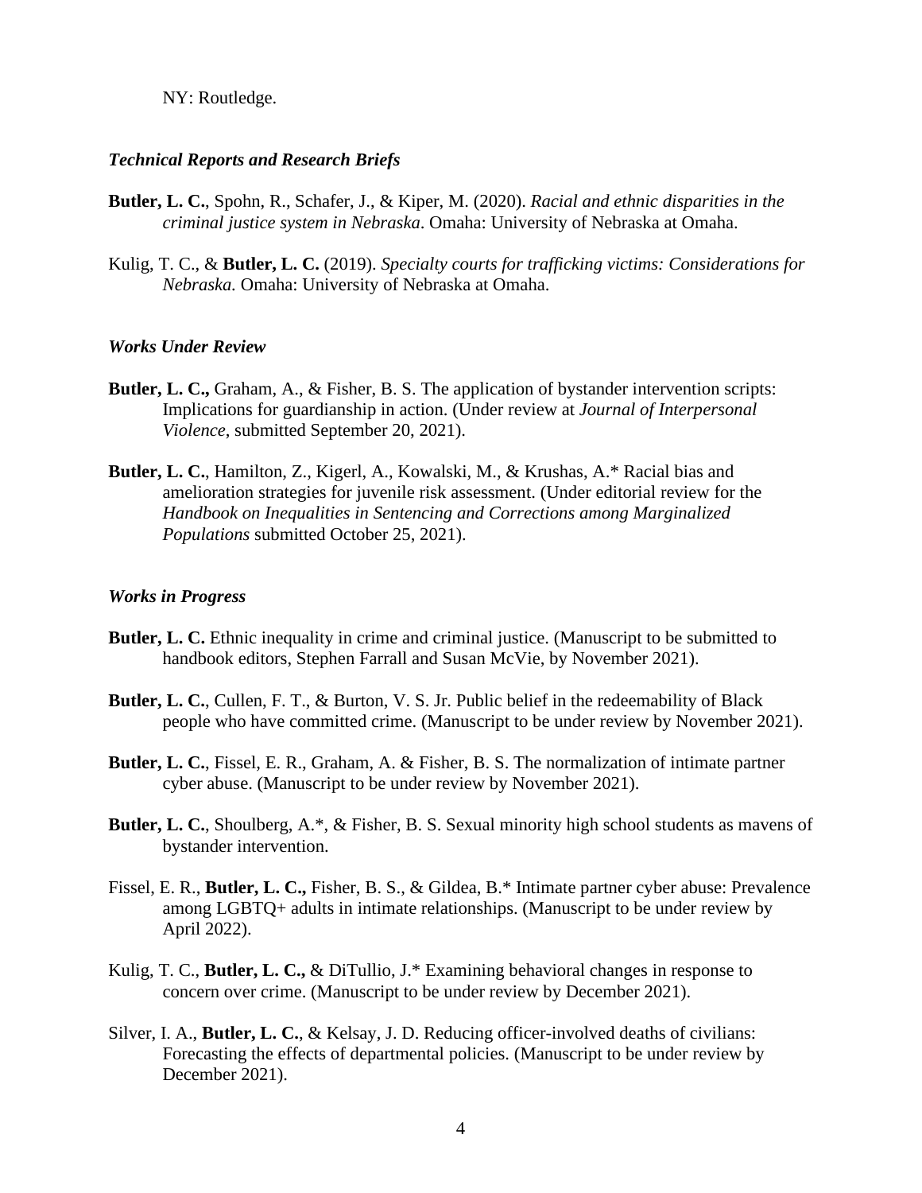NY: Routledge.

### *Technical Reports and Research Briefs*

**Butler, L. C.**, Spohn, R., Schafer, J., & Kiper, M. (2020). *Racial and ethnic disparities in the criminal justice system in Nebraska*. Omaha: University of Nebraska at Omaha.

Kulig, T. C., & **Butler, L. C.** (2019). *Specialty courts for trafficking victims: Considerations for Nebraska.* Omaha: University of Nebraska at Omaha.

### *Works Under Review*

**Butler, L. C.,** Graham, A., & Fisher, B. S. The application of bystander intervention scripts: Implications for guardianship in action. (Under review at *Journal of Interpersonal Violence*, submitted September 20, 2021).

**Butler, L. C.**, Hamilton, Z., Kigerl, A., Kowalski, M., & Krushas, A.* Racial bias and amelioration strategies for juvenile risk assessment. (Under editorial review for the *Handbook on Inequalities in Sentencing and Corrections among Marginalized Populations* submitted October 25, 2021).

### *Works in Progress*

**Butler, L. C.** Ethnic inequality in crime and criminal justice. (Manuscript to be submitted to handbook editors, Stephen Farrall and Susan McVie, by November 2021).

**Butler, L. C.**, Cullen, F. T., & Burton, V. S. Jr. Public belief in the redeemability of Black people who have committed crime. (Manuscript to be under review by November 2021).

**Butler, L. C.**, Fissel, E. R., Graham, A. & Fisher, B. S. The normalization of intimate partner cyber abuse. (Manuscript to be under review by November 2021).

**Butler, L. C.**, Shoulberg, A.*, & Fisher, B. S. Sexual minority high school students as mavens of bystander intervention.

Fissel, E. R., **Butler, L. C.,** Fisher, B. S., & Gildea, B.* Intimate partner cyber abuse: Prevalence among LGBTQ+ adults in intimate relationships. (Manuscript to be under review by April 2022).

Kulig, T. C., **Butler, L. C.,** & DiTullio, J.* Examining behavioral changes in response to concern over crime. (Manuscript to be under review by December 2021).

Silver, I. A., **Butler, L. C.**, & Kelsay, J. D. Reducing officer-involved deaths of civilians: Forecasting the effects of departmental policies. (Manuscript to be under review by December 2021).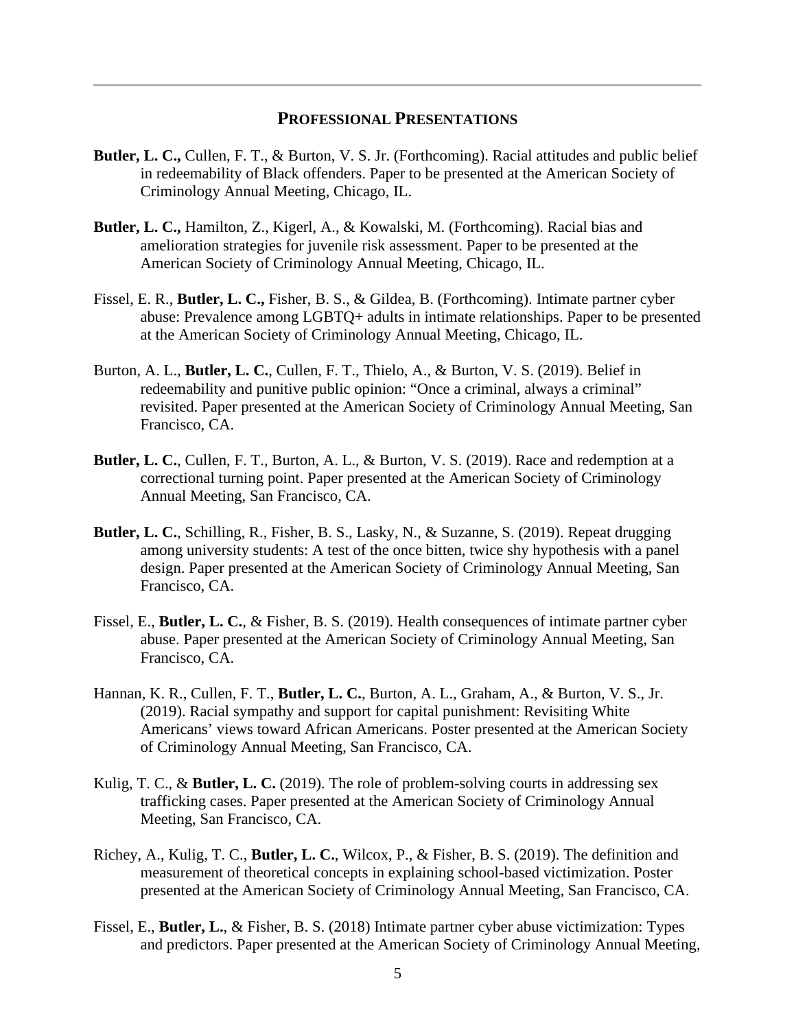## Professional Presentations

**Butler, L. C.,** Cullen, F. T., & Burton, V. S. Jr. (Forthcoming). Racial attitudes and public belief in redeemability of Black offenders. Paper to be presented at the American Society of Criminology Annual Meeting, Chicago, IL.

**Butler, L. C.,** Hamilton, Z., Kigerl, A., & Kowalski, M. (Forthcoming). Racial bias and amelioration strategies for juvenile risk assessment. Paper to be presented at the American Society of Criminology Annual Meeting, Chicago, IL.

Fissel, E. R., **Butler, L. C.,** Fisher, B. S., & Gildea, B. (Forthcoming). Intimate partner cyber abuse: Prevalence among LGBTQ+ adults in intimate relationships. Paper to be presented at the American Society of Criminology Annual Meeting, Chicago, IL.

Burton, A. L., **Butler, L. C.**, Cullen, F. T., Thielo, A., & Burton, V. S. (2019). Belief in redeemability and punitive public opinion: "Once a criminal, always a criminal" revisited. Paper presented at the American Society of Criminology Annual Meeting, San Francisco, CA.

**Butler, L. C.**, Cullen, F. T., Burton, A. L., & Burton, V. S. (2019). Race and redemption at a correctional turning point. Paper presented at the American Society of Criminology Annual Meeting, San Francisco, CA.

**Butler, L. C.**, Schilling, R., Fisher, B. S., Lasky, N., & Suzanne, S. (2019). Repeat drugging among university students: A test of the once bitten, twice shy hypothesis with a panel design. Paper presented at the American Society of Criminology Annual Meeting, San Francisco, CA.

Fissel, E., **Butler, L. C.**, & Fisher, B. S. (2019). Health consequences of intimate partner cyber abuse. Paper presented at the American Society of Criminology Annual Meeting, San Francisco, CA.

Hannan, K. R., Cullen, F. T., **Butler, L. C.**, Burton, A. L., Graham, A., & Burton, V. S., Jr. (2019). Racial sympathy and support for capital punishment: Revisiting White Americans' views toward African Americans. Poster presented at the American Society of Criminology Annual Meeting, San Francisco, CA.

Kulig, T. C., & **Butler, L. C.** (2019). The role of problem-solving courts in addressing sex trafficking cases. Paper presented at the American Society of Criminology Annual Meeting, San Francisco, CA.

Richey, A., Kulig, T. C., **Butler, L. C.**, Wilcox, P., & Fisher, B. S. (2019). The definition and measurement of theoretical concepts in explaining school-based victimization. Poster presented at the American Society of Criminology Annual Meeting, San Francisco, CA.

Fissel, E., **Butler, L.**, & Fisher, B. S. (2018) Intimate partner cyber abuse victimization: Types and predictors. Paper presented at the American Society of Criminology Annual Meeting,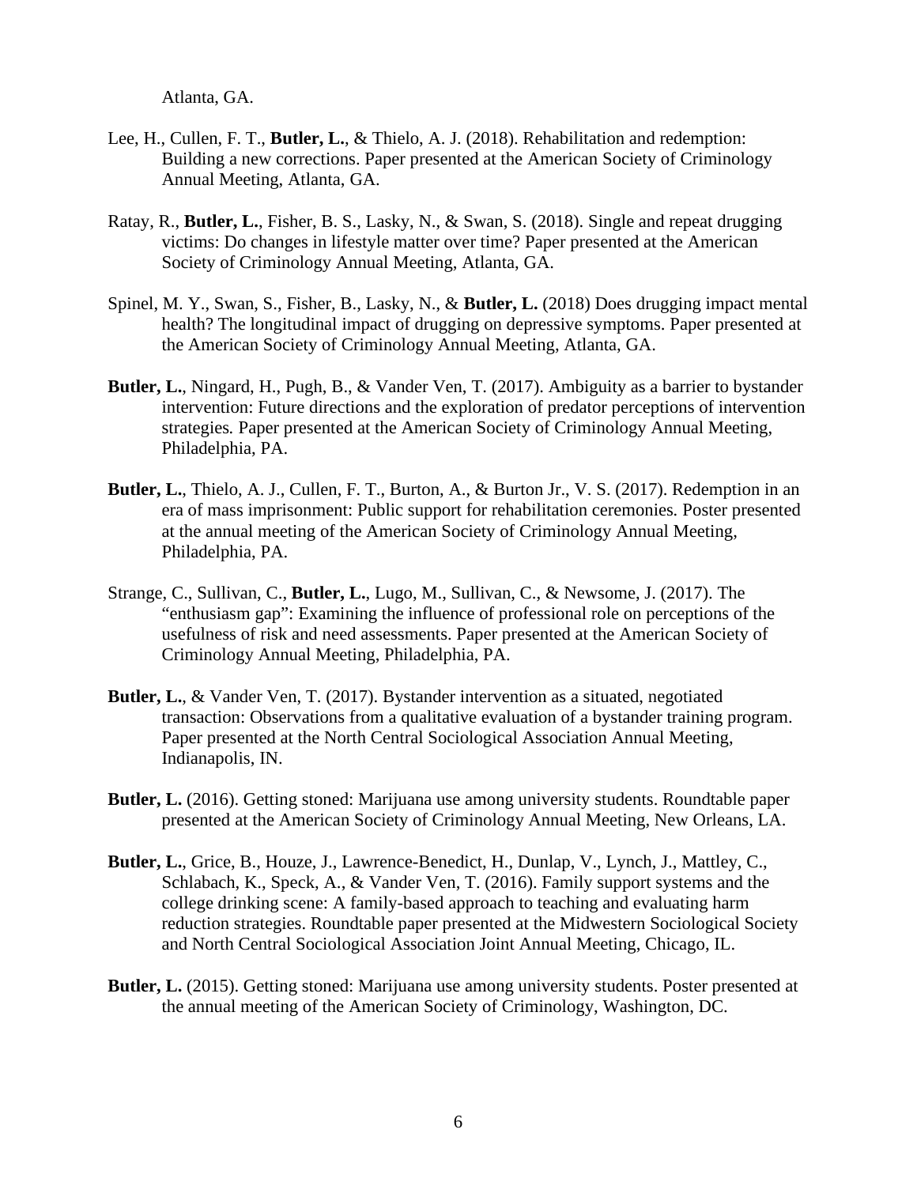Atlanta, GA.

Lee, H., Cullen, F. T., **Butler, L.**, & Thielo, A. J. (2018). Rehabilitation and redemption: Building a new corrections. Paper presented at the American Society of Criminology Annual Meeting, Atlanta, GA.

Ratay, R., **Butler, L.**, Fisher, B. S., Lasky, N., & Swan, S. (2018). Single and repeat drugging victims: Do changes in lifestyle matter over time? Paper presented at the American Society of Criminology Annual Meeting, Atlanta, GA.

Spinel, M. Y., Swan, S., Fisher, B., Lasky, N., & **Butler, L.** (2018) Does drugging impact mental health? The longitudinal impact of drugging on depressive symptoms. Paper presented at the American Society of Criminology Annual Meeting, Atlanta, GA.

**Butler, L.**, Ningard, H., Pugh, B., & Vander Ven, T. (2017). Ambiguity as a barrier to bystander intervention: Future directions and the exploration of predator perceptions of intervention strategies. Paper presented at the American Society of Criminology Annual Meeting, Philadelphia, PA.

**Butler, L.**, Thielo, A. J., Cullen, F. T., Burton, A., & Burton Jr., V. S. (2017). Redemption in an era of mass imprisonment: Public support for rehabilitation ceremonies. Poster presented at the annual meeting of the American Society of Criminology Annual Meeting, Philadelphia, PA.

Strange, C., Sullivan, C., **Butler, L.**, Lugo, M., Sullivan, C., & Newsome, J. (2017). The "enthusiasm gap": Examining the influence of professional role on perceptions of the usefulness of risk and need assessments. Paper presented at the American Society of Criminology Annual Meeting, Philadelphia, PA.

**Butler, L.**, & Vander Ven, T. (2017). Bystander intervention as a situated, negotiated transaction: Observations from a qualitative evaluation of a bystander training program. Paper presented at the North Central Sociological Association Annual Meeting, Indianapolis, IN.

**Butler, L.** (2016). Getting stoned: Marijuana use among university students. Roundtable paper presented at the American Society of Criminology Annual Meeting, New Orleans, LA.

**Butler, L.**, Grice, B., Houze, J., Lawrence-Benedict, H., Dunlap, V., Lynch, J., Mattley, C., Schlabach, K., Speck, A., & Vander Ven, T. (2016). Family support systems and the college drinking scene: A family-based approach to teaching and evaluating harm reduction strategies. Roundtable paper presented at the Midwestern Sociological Society and North Central Sociological Association Joint Annual Meeting, Chicago, IL.

**Butler, L.** (2015). Getting stoned: Marijuana use among university students. Poster presented at the annual meeting of the American Society of Criminology, Washington, DC.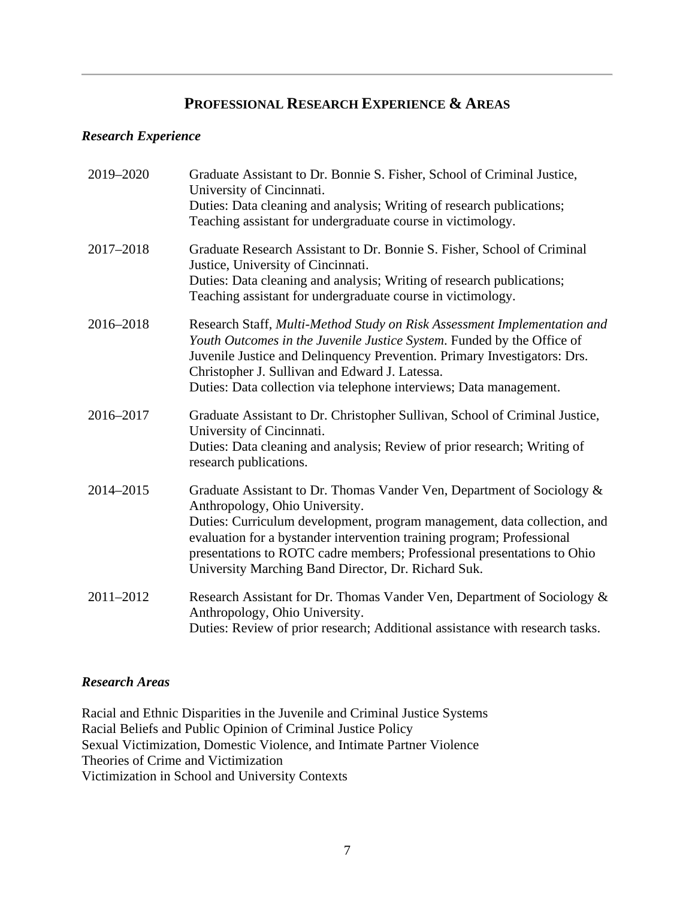## PROFESSIONAL RESEARCH EXPERIENCE & AREAS

### *Research Experience*

2019–2020 — Graduate Assistant to Dr. Bonnie S. Fisher, School of Criminal Justice, University of Cincinnati.
Duties: Data cleaning and analysis; Writing of research publications; Teaching assistant for undergraduate course in victimology.

2017–2018 — Graduate Research Assistant to Dr. Bonnie S. Fisher, School of Criminal Justice, University of Cincinnati.
Duties: Data cleaning and analysis; Writing of research publications; Teaching assistant for undergraduate course in victimology.

2016–2018 — Research Staff, *Multi-Method Study on Risk Assessment Implementation and Youth Outcomes in the Juvenile Justice System*. Funded by the Office of Juvenile Justice and Delinquency Prevention. Primary Investigators: Drs. Christopher J. Sullivan and Edward J. Latessa.
Duties: Data collection via telephone interviews; Data management.

2016–2017 — Graduate Assistant to Dr. Christopher Sullivan, School of Criminal Justice, University of Cincinnati.
Duties: Data cleaning and analysis; Review of prior research; Writing of research publications.

2014–2015 — Graduate Assistant to Dr. Thomas Vander Ven, Department of Sociology & Anthropology, Ohio University.
Duties: Curriculum development, program management, data collection, and evaluation for a bystander intervention training program; Professional presentations to ROTC cadre members; Professional presentations to Ohio University Marching Band Director, Dr. Richard Suk.

2011–2012 — Research Assistant for Dr. Thomas Vander Ven, Department of Sociology & Anthropology, Ohio University.
Duties: Review of prior research; Additional assistance with research tasks.

### *Research Areas*

Racial and Ethnic Disparities in the Juvenile and Criminal Justice Systems
Racial Beliefs and Public Opinion of Criminal Justice Policy
Sexual Victimization, Domestic Violence, and Intimate Partner Violence
Theories of Crime and Victimization
Victimization in School and University Contexts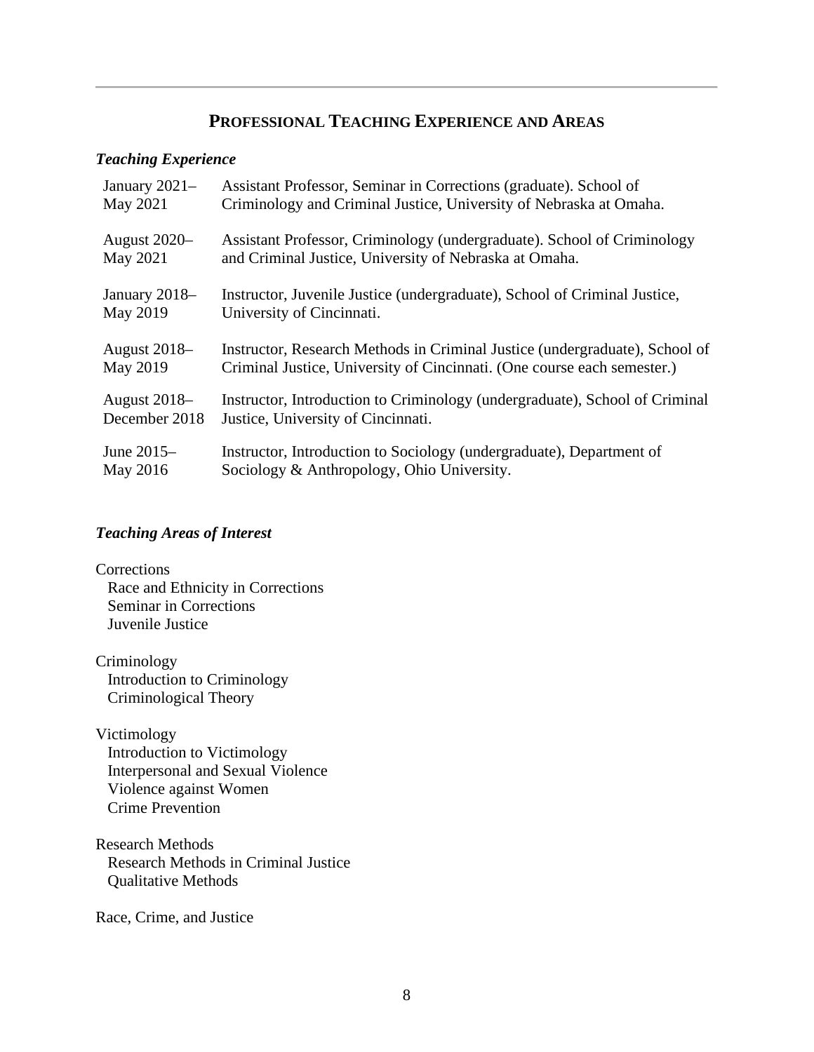## PROFESSIONAL TEACHING EXPERIENCE AND AREAS

### *Teaching Experience*

| | |
|---|---|
| January 2021–May 2021 | Assistant Professor, Seminar in Corrections (graduate). School of Criminology and Criminal Justice, University of Nebraska at Omaha. |
| August 2020–May 2021 | Assistant Professor, Criminology (undergraduate). School of Criminology and Criminal Justice, University of Nebraska at Omaha. |
| January 2018–May 2019 | Instructor, Juvenile Justice (undergraduate), School of Criminal Justice, University of Cincinnati. |
| August 2018–May 2019 | Instructor, Research Methods in Criminal Justice (undergraduate), School of Criminal Justice, University of Cincinnati. (One course each semester.) |
| August 2018–December 2018 | Instructor, Introduction to Criminology (undergraduate), School of Criminal Justice, University of Cincinnati. |
| June 2015–May 2016 | Instructor, Introduction to Sociology (undergraduate), Department of Sociology & Anthropology, Ohio University. |

### *Teaching Areas of Interest*

Corrections
- Race and Ethnicity in Corrections
- Seminar in Corrections
- Juvenile Justice

Criminology
- Introduction to Criminology
- Criminological Theory

Victimology
- Introduction to Victimology
- Interpersonal and Sexual Violence
- Violence against Women
- Crime Prevention

Research Methods
- Research Methods in Criminal Justice
- Qualitative Methods

Race, Crime, and Justice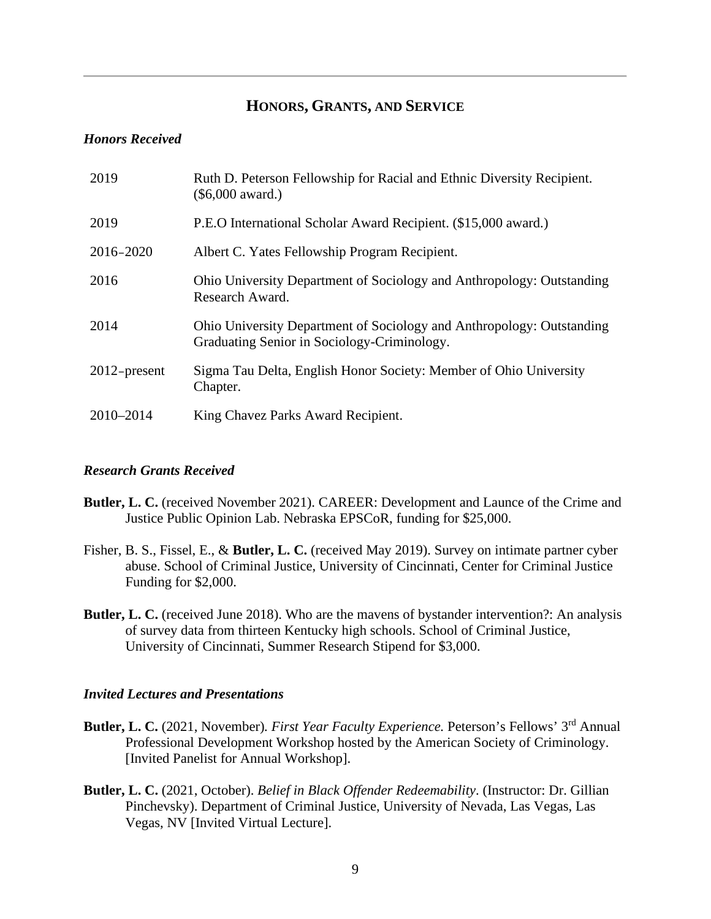## HONORS, GRANTS, AND SERVICE

### *Honors Received*

| | |
|---|---|
| 2019 | Ruth D. Peterson Fellowship for Racial and Ethnic Diversity Recipient. ($6,000 award.) |
| 2019 | P.E.O International Scholar Award Recipient. ($15,000 award.) |
| 2016–2020 | Albert C. Yates Fellowship Program Recipient. |
| 2016 | Ohio University Department of Sociology and Anthropology: Outstanding Research Award. |
| 2014 | Ohio University Department of Sociology and Anthropology: Outstanding Graduating Senior in Sociology-Criminology. |
| 2012–present | Sigma Tau Delta, English Honor Society: Member of Ohio University Chapter. |
| 2010–2014 | King Chavez Parks Award Recipient. |

### *Research Grants Received*

**Butler, L. C.** (received November 2021). CAREER: Development and Launce of the Crime and Justice Public Opinion Lab. Nebraska EPSCoR, funding for $25,000.

Fisher, B. S., Fissel, E., & **Butler, L. C.** (received May 2019). Survey on intimate partner cyber abuse. School of Criminal Justice, University of Cincinnati, Center for Criminal Justice Funding for $2,000.

**Butler, L. C.** (received June 2018). Who are the mavens of bystander intervention?: An analysis of survey data from thirteen Kentucky high schools. School of Criminal Justice, University of Cincinnati, Summer Research Stipend for $3,000.

### *Invited Lectures and Presentations*

**Butler, L. C.** (2021, November). *First Year Faculty Experience.* Peterson's Fellows' 3rd Annual Professional Development Workshop hosted by the American Society of Criminology. [Invited Panelist for Annual Workshop].

**Butler, L. C.** (2021, October). *Belief in Black Offender Redeemability*. (Instructor: Dr. Gillian Pinchevsky). Department of Criminal Justice, University of Nevada, Las Vegas, Las Vegas, NV [Invited Virtual Lecture].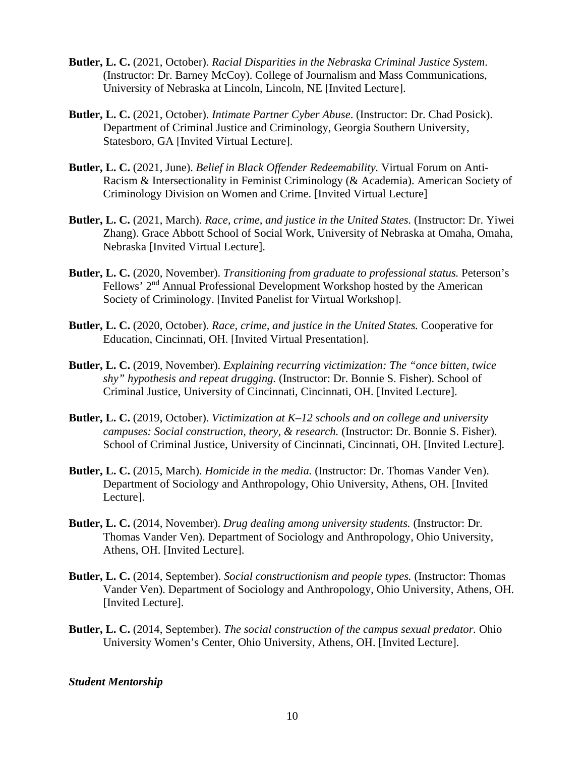**Butler, L. C.** (2021, October). *Racial Disparities in the Nebraska Criminal Justice System*. (Instructor: Dr. Barney McCoy). College of Journalism and Mass Communications, University of Nebraska at Lincoln, Lincoln, NE [Invited Lecture].

**Butler, L. C.** (2021, October). *Intimate Partner Cyber Abuse*. (Instructor: Dr. Chad Posick). Department of Criminal Justice and Criminology, Georgia Southern University, Statesboro, GA [Invited Virtual Lecture].

**Butler, L. C.** (2021, June). *Belief in Black Offender Redeemability.* Virtual Forum on Anti-Racism & Intersectionality in Feminist Criminology (& Academia). American Society of Criminology Division on Women and Crime. [Invited Virtual Lecture]

**Butler, L. C.** (2021, March). *Race, crime, and justice in the United States.* (Instructor: Dr. Yiwei Zhang). Grace Abbott School of Social Work, University of Nebraska at Omaha, Omaha, Nebraska [Invited Virtual Lecture].

**Butler, L. C.** (2020, November). *Transitioning from graduate to professional status.* Peterson's Fellows' 2nd Annual Professional Development Workshop hosted by the American Society of Criminology. [Invited Panelist for Virtual Workshop].

**Butler, L. C.** (2020, October). *Race, crime, and justice in the United States.* Cooperative for Education, Cincinnati, OH. [Invited Virtual Presentation].

**Butler, L. C.** (2019, November). *Explaining recurring victimization: The "once bitten, twice shy" hypothesis and repeat drugging.* (Instructor: Dr. Bonnie S. Fisher). School of Criminal Justice, University of Cincinnati, Cincinnati, OH. [Invited Lecture].

**Butler, L. C.** (2019, October). *Victimization at K–12 schools and on college and university campuses: Social construction, theory, & research.* (Instructor: Dr. Bonnie S. Fisher). School of Criminal Justice, University of Cincinnati, Cincinnati, OH. [Invited Lecture].

**Butler, L. C.** (2015, March). *Homicide in the media.* (Instructor: Dr. Thomas Vander Ven). Department of Sociology and Anthropology, Ohio University, Athens, OH. [Invited Lecture].

**Butler, L. C.** (2014, November). *Drug dealing among university students.* (Instructor: Dr. Thomas Vander Ven). Department of Sociology and Anthropology, Ohio University, Athens, OH. [Invited Lecture].

**Butler, L. C.** (2014, September). *Social constructionism and people types.* (Instructor: Thomas Vander Ven). Department of Sociology and Anthropology, Ohio University, Athens, OH. [Invited Lecture].

**Butler, L. C.** (2014, September). *The social construction of the campus sexual predator.* Ohio University Women's Center, Ohio University, Athens, OH. [Invited Lecture].

***Student Mentorship***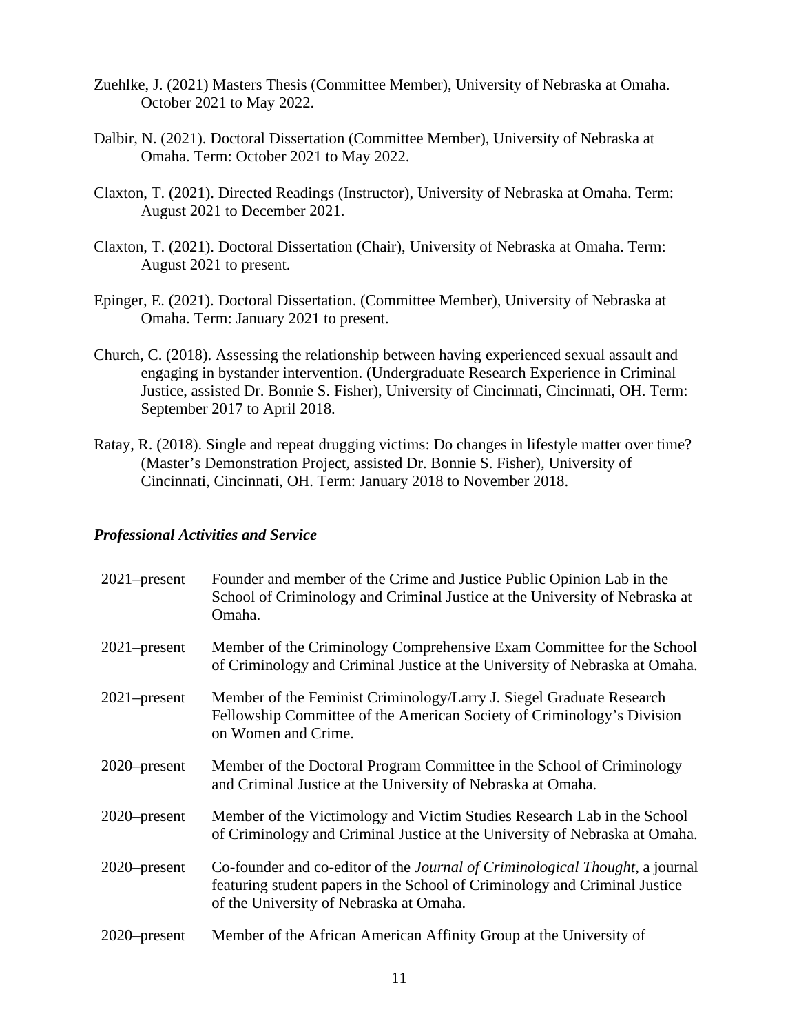Zuehlke, J. (2021) Masters Thesis (Committee Member), University of Nebraska at Omaha. October 2021 to May 2022.

Dalbir, N. (2021). Doctoral Dissertation (Committee Member), University of Nebraska at Omaha. Term: October 2021 to May 2022.

Claxton, T. (2021). Directed Readings (Instructor), University of Nebraska at Omaha. Term: August 2021 to December 2021.

Claxton, T. (2021). Doctoral Dissertation (Chair), University of Nebraska at Omaha. Term: August 2021 to present.

Epinger, E. (2021). Doctoral Dissertation. (Committee Member), University of Nebraska at Omaha. Term: January 2021 to present.

Church, C. (2018). Assessing the relationship between having experienced sexual assault and engaging in bystander intervention. (Undergraduate Research Experience in Criminal Justice, assisted Dr. Bonnie S. Fisher), University of Cincinnati, Cincinnati, OH. Term: September 2017 to April 2018.

Ratay, R. (2018). Single and repeat drugging victims: Do changes in lifestyle matter over time? (Master's Demonstration Project, assisted Dr. Bonnie S. Fisher), University of Cincinnati, Cincinnati, OH. Term: January 2018 to November 2018.

### ***Professional Activities and Service***

| | |
|---|---|
| 2021–present | Founder and member of the Crime and Justice Public Opinion Lab in the School of Criminology and Criminal Justice at the University of Nebraska at Omaha. |
| 2021–present | Member of the Criminology Comprehensive Exam Committee for the School of Criminology and Criminal Justice at the University of Nebraska at Omaha. |
| 2021–present | Member of the Feminist Criminology/Larry J. Siegel Graduate Research Fellowship Committee of the American Society of Criminology's Division on Women and Crime. |
| 2020–present | Member of the Doctoral Program Committee in the School of Criminology and Criminal Justice at the University of Nebraska at Omaha. |
| 2020–present | Member of the Victimology and Victim Studies Research Lab in the School of Criminology and Criminal Justice at the University of Nebraska at Omaha. |
| 2020–present | Co-founder and co-editor of the *Journal of Criminological Thought*, a journal featuring student papers in the School of Criminology and Criminal Justice of the University of Nebraska at Omaha. |
| 2020–present | Member of the African American Affinity Group at the University of |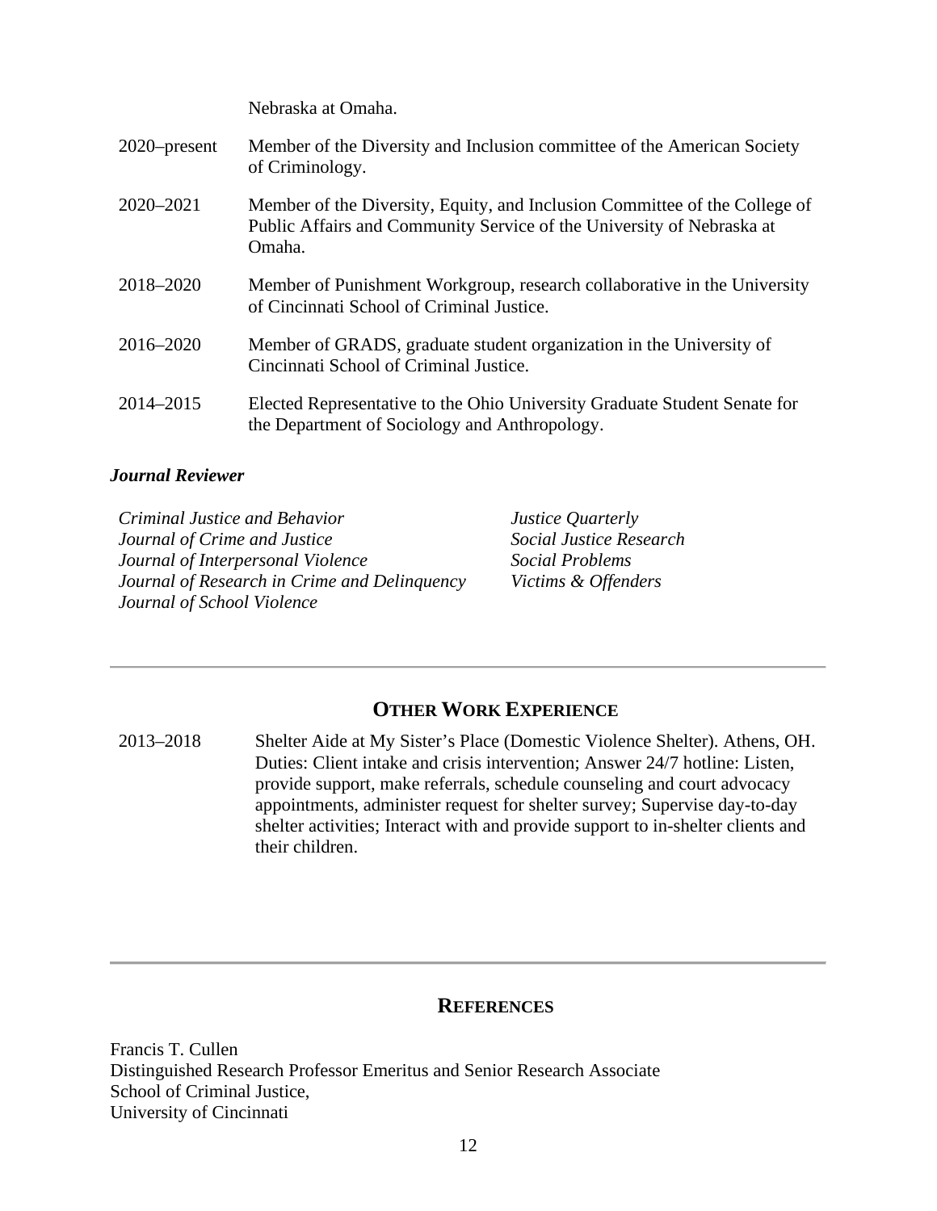Nebraska at Omaha.

| | |
|---|---|
| 2020–present | Member of the Diversity and Inclusion committee of the American Society of Criminology. |
| 2020–2021 | Member of the Diversity, Equity, and Inclusion Committee of the College of Public Affairs and Community Service of the University of Nebraska at Omaha. |
| 2018–2020 | Member of Punishment Workgroup, research collaborative in the University of Cincinnati School of Criminal Justice. |
| 2016–2020 | Member of GRADS, graduate student organization in the University of Cincinnati School of Criminal Justice. |
| 2014–2015 | Elected Representative to the Ohio University Graduate Student Senate for the Department of Sociology and Anthropology. |

### *Journal Reviewer*

*Criminal Justice and Behavior*
*Journal of Crime and Justice*
*Journal of Interpersonal Violence*
*Journal of Research in Crime and Delinquency*
*Journal of School Violence*
*Justice Quarterly*
*Social Justice Research*
*Social Problems*
*Victims & Offenders*

---

## OTHER WORK EXPERIENCE

2013–2018 Shelter Aide at My Sister's Place (Domestic Violence Shelter). Athens, OH. Duties: Client intake and crisis intervention; Answer 24/7 hotline: Listen, provide support, make referrals, schedule counseling and court advocacy appointments, administer request for shelter survey; Supervise day-to-day shelter activities; Interact with and provide support to in-shelter clients and their children.

---

## REFERENCES

Francis T. Cullen
Distinguished Research Professor Emeritus and Senior Research Associate
School of Criminal Justice,
University of Cincinnati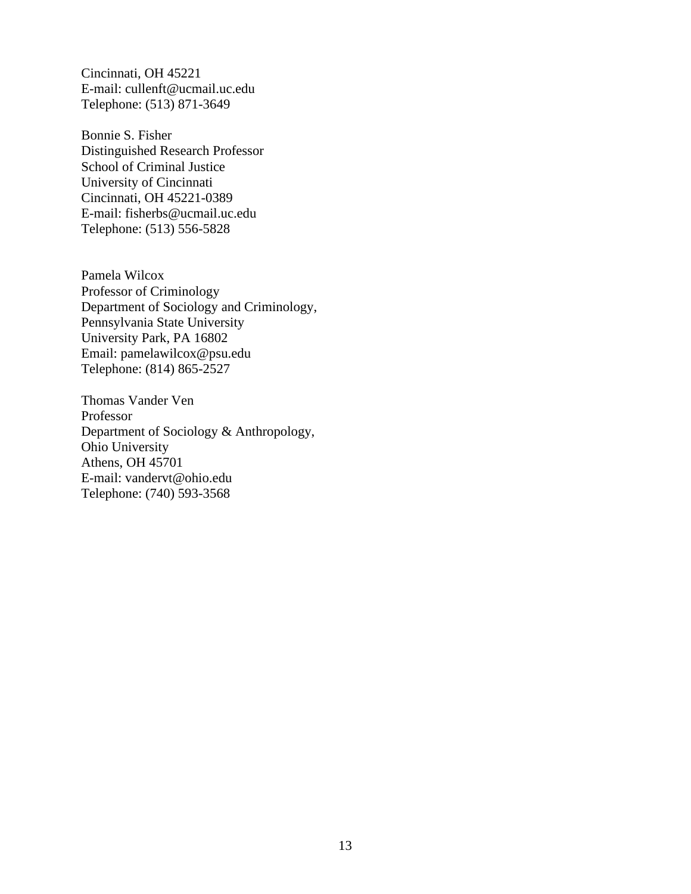Cincinnati, OH 45221
E-mail: cullenft@ucmail.uc.edu
Telephone: (513) 871-3649

Bonnie S. Fisher
Distinguished Research Professor
School of Criminal Justice
University of Cincinnati
Cincinnati, OH 45221-0389
E-mail: fisherbs@ucmail.uc.edu
Telephone: (513) 556-5828

Pamela Wilcox
Professor of Criminology
Department of Sociology and Criminology,
Pennsylvania State University
University Park, PA 16802
Email: pamelawilcox@psu.edu
Telephone: (814) 865-2527

Thomas Vander Ven
Professor
Department of Sociology & Anthropology,
Ohio University
Athens, OH 45701
E-mail: vandervt@ohio.edu
Telephone: (740) 593-3568